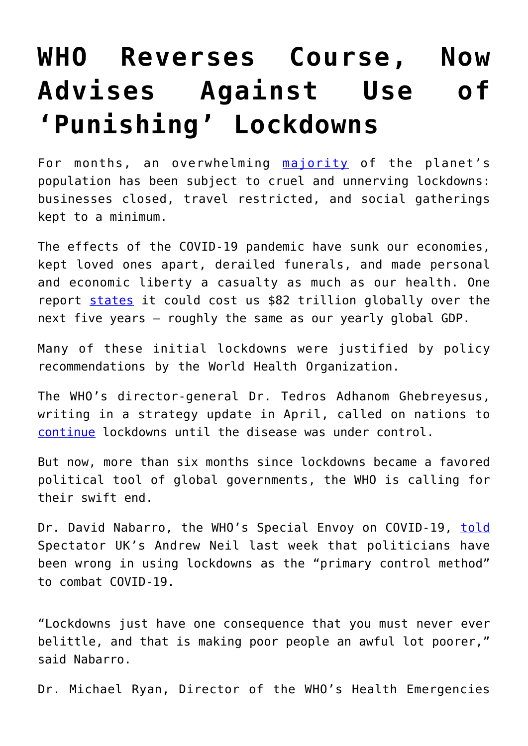# WHO Reverses Course, Now Advises Against Use of 'Punishing' Lockdowns

For months, an overwhelming majority of the planet's population has been subject to cruel and unnerving lockdowns: businesses closed, travel restricted, and social gatherings kept to a minimum.

The effects of the COVID-19 pandemic have sunk our economies, kept loved ones apart, derailed funerals, and made personal and economic liberty a casualty as much as our health. One report states it could cost us $82 trillion globally over the next five years – roughly the same as our yearly global GDP.

Many of these initial lockdowns were justified by policy recommendations by the World Health Organization.

The WHO's director-general Dr. Tedros Adhanom Ghebreyesus, writing in a strategy update in April, called on nations to continue lockdowns until the disease was under control.

But now, more than six months since lockdowns became a favored political tool of global governments, the WHO is calling for their swift end.

Dr. David Nabarro, the WHO's Special Envoy on COVID-19, told Spectator UK's Andrew Neil last week that politicians have been wrong in using lockdowns as the "primary control method" to combat COVID-19.

"Lockdowns just have one consequence that you must never ever belittle, and that is making poor people an awful lot poorer," said Nabarro.

Dr. Michael Ryan, Director of the WHO's Health Emergencies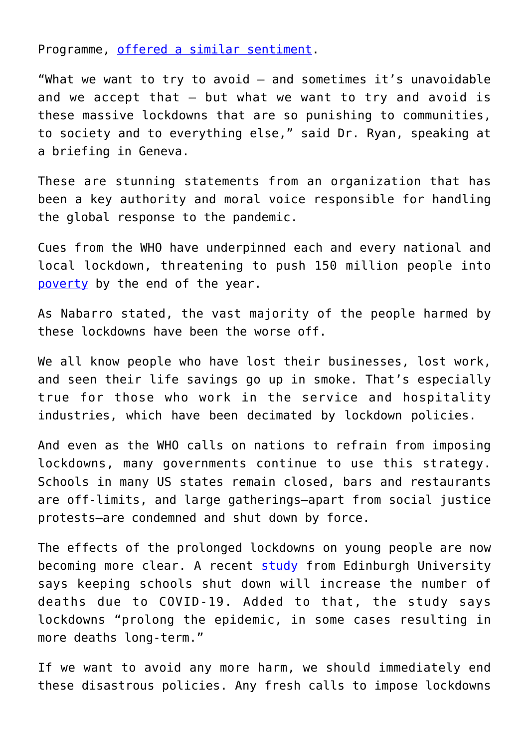Programme, offered a similar sentiment.

"What we want to try to avoid — and sometimes it's unavoidable and we accept that — but what we want to try and avoid is these massive lockdowns that are so punishing to communities, to society and to everything else," said Dr. Ryan, speaking at a briefing in Geneva.

These are stunning statements from an organization that has been a key authority and moral voice responsible for handling the global response to the pandemic.

Cues from the WHO have underpinned each and every national and local lockdown, threatening to push 150 million people into poverty by the end of the year.

As Nabarro stated, the vast majority of the people harmed by these lockdowns have been the worse off.

We all know people who have lost their businesses, lost work, and seen their life savings go up in smoke. That's especially true for those who work in the service and hospitality industries, which have been decimated by lockdown policies.

And even as the WHO calls on nations to refrain from imposing lockdowns, many governments continue to use this strategy. Schools in many US states remain closed, bars and restaurants are off-limits, and large gatherings—apart from social justice protests—are condemned and shut down by force.

The effects of the prolonged lockdowns on young people are now becoming more clear. A recent study from Edinburgh University says keeping schools shut down will increase the number of deaths due to COVID-19. Added to that, the study says lockdowns "prolong the epidemic, in some cases resulting in more deaths long-term."

If we want to avoid any more harm, we should immediately end these disastrous policies. Any fresh calls to impose lockdowns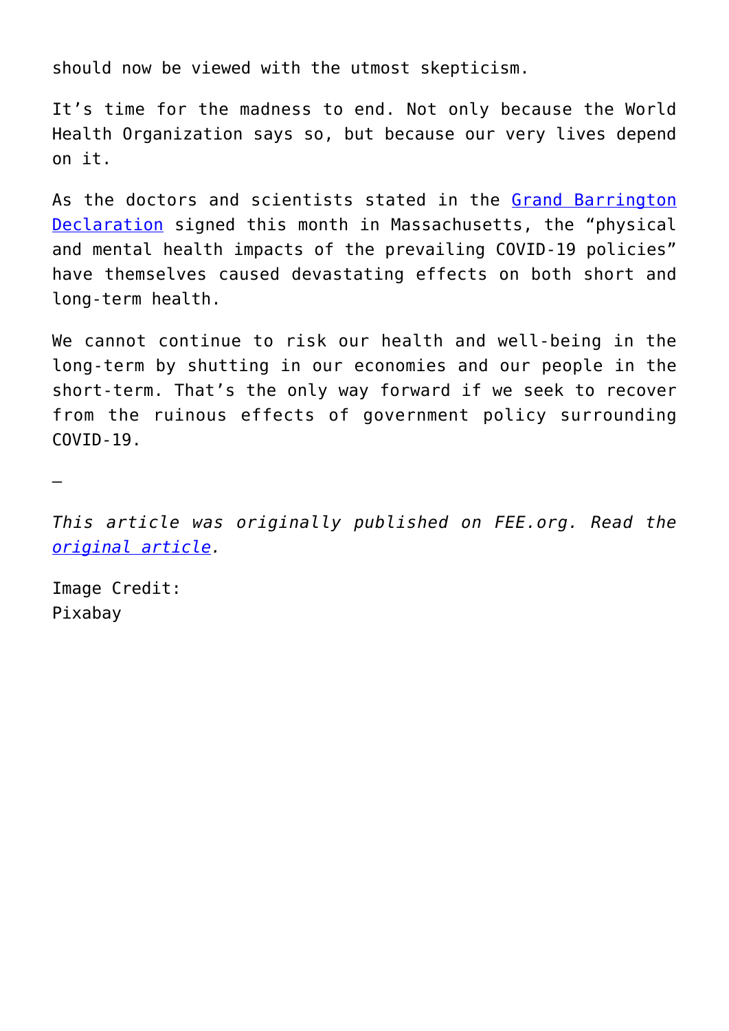should now be viewed with the utmost skepticism.

It's time for the madness to end. Not only because the World Health Organization says so, but because our very lives depend on it.

As the doctors and scientists stated in the [Grand Barrington Declaration](#) signed this month in Massachusetts, the "physical and mental health impacts of the prevailing COVID-19 policies" have themselves caused devastating effects on both short and long-term health.

We cannot continue to risk our health and well-being in the long-term by shutting in our economies and our people in the short-term. That's the only way forward if we seek to recover from the ruinous effects of government policy surrounding COVID-19.

—

*This article was originally published on FEE.org. Read the [original article](#).*

Image Credit:
Pixabay